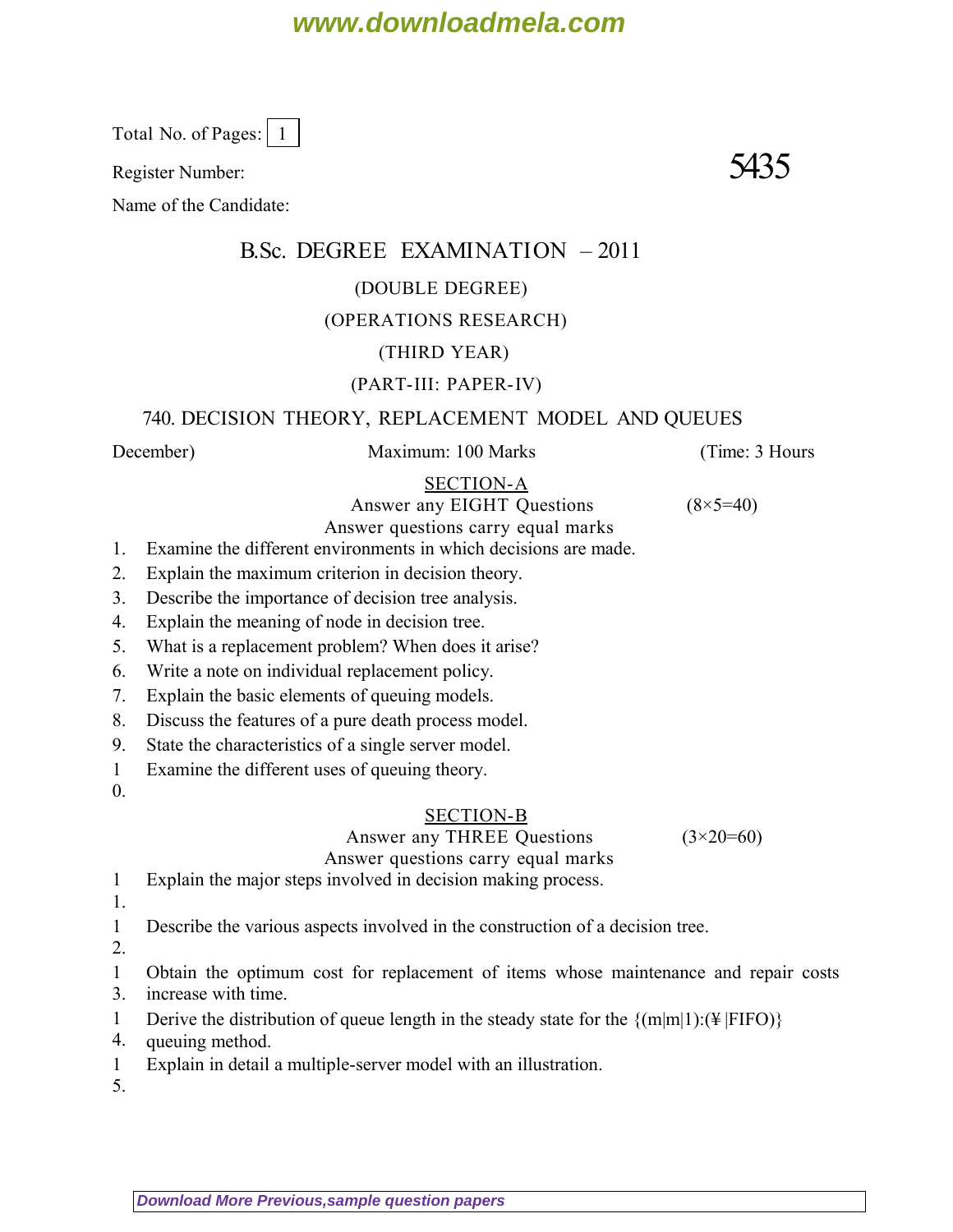Total No. of Pages: 1

Register Number:

**5435**

Name of the Candidate:

# B.Sc. DEGREE EXAMINATION – 2011

## (DOUBLE DEGREE)

## (OPERATIONS RESEARCH)

## (THIRD YEAR)

## (PART-III: PAPER-IV)

## 740. DECISION THEORY, REPLACEMENT MODEL AND QUEUES

December) Maximum: 100 Marks (Time: 3 Hours

### SECTION-A

Answer any EIGHT Questions (8×5=40)

Answer questions carry equal marks

1. Examine the different environments in which decisions are made.
2. Explain the maximum criterion in decision theory.
3. Describe the importance of decision tree analysis.
4. Explain the meaning of node in decision tree.
5. What is a replacement problem? When does it arise?
6. Write a note on individual replacement policy.
7. Explain the basic elements of queuing models.
8. Discuss the features of a pure death process model.
9. State the characteristics of a single server model.
10. Examine the different uses of queuing theory.

### SECTION-B

Answer any THREE Questions (3×20=60)

Answer questions carry equal marks

11. Explain the major steps involved in decision making process.
12. Describe the various aspects involved in the construction of a decision tree.
13. Obtain the optimum cost for replacement of items whose maintenance and repair costs increase with time.
14. Derive the distribution of queue length in the steady state for the {(m|m|1):(¥ |FIFO)} queuing method.
15. Explain in detail a multiple-server model with an illustration.